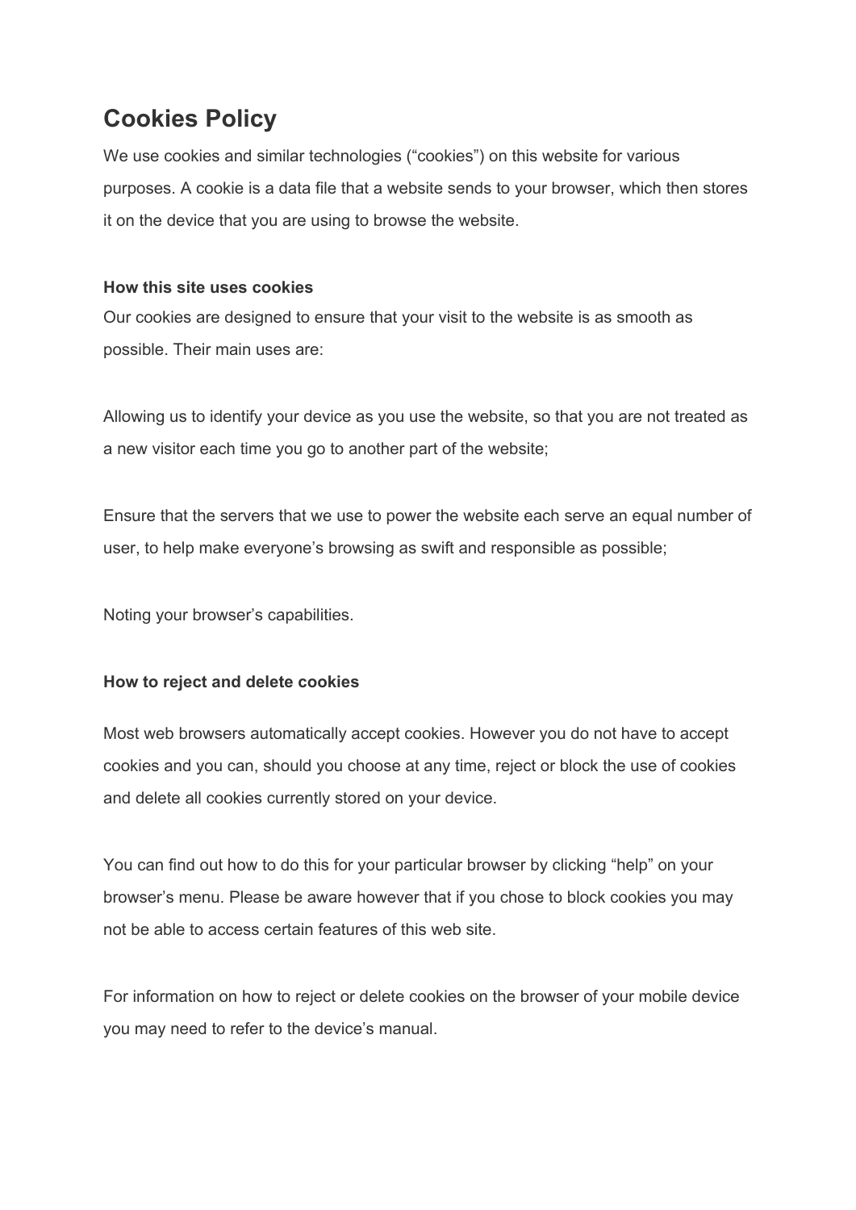# Cookies Policy

We use cookies and similar technologies (“cookies”) on this website for various purposes. A cookie is a data file that a website sends to your browser, which then stores it on the device that you are using to browse the website.

**How this site uses cookies**

Our cookies are designed to ensure that your visit to the website is as smooth as possible. Their main uses are:

Allowing us to identify your device as you use the website, so that you are not treated as a new visitor each time you go to another part of the website;

Ensure that the servers that we use to power the website each serve an equal number of user, to help make everyone’s browsing as swift and responsible as possible;

Noting your browser’s capabilities.

**How to reject and delete cookies**

Most web browsers automatically accept cookies. However you do not have to accept cookies and you can, should you choose at any time, reject or block the use of cookies and delete all cookies currently stored on your device.

You can find out how to do this for your particular browser by clicking “help” on your browser’s menu. Please be aware however that if you chose to block cookies you may not be able to access certain features of this web site.

For information on how to reject or delete cookies on the browser of your mobile device you may need to refer to the device’s manual.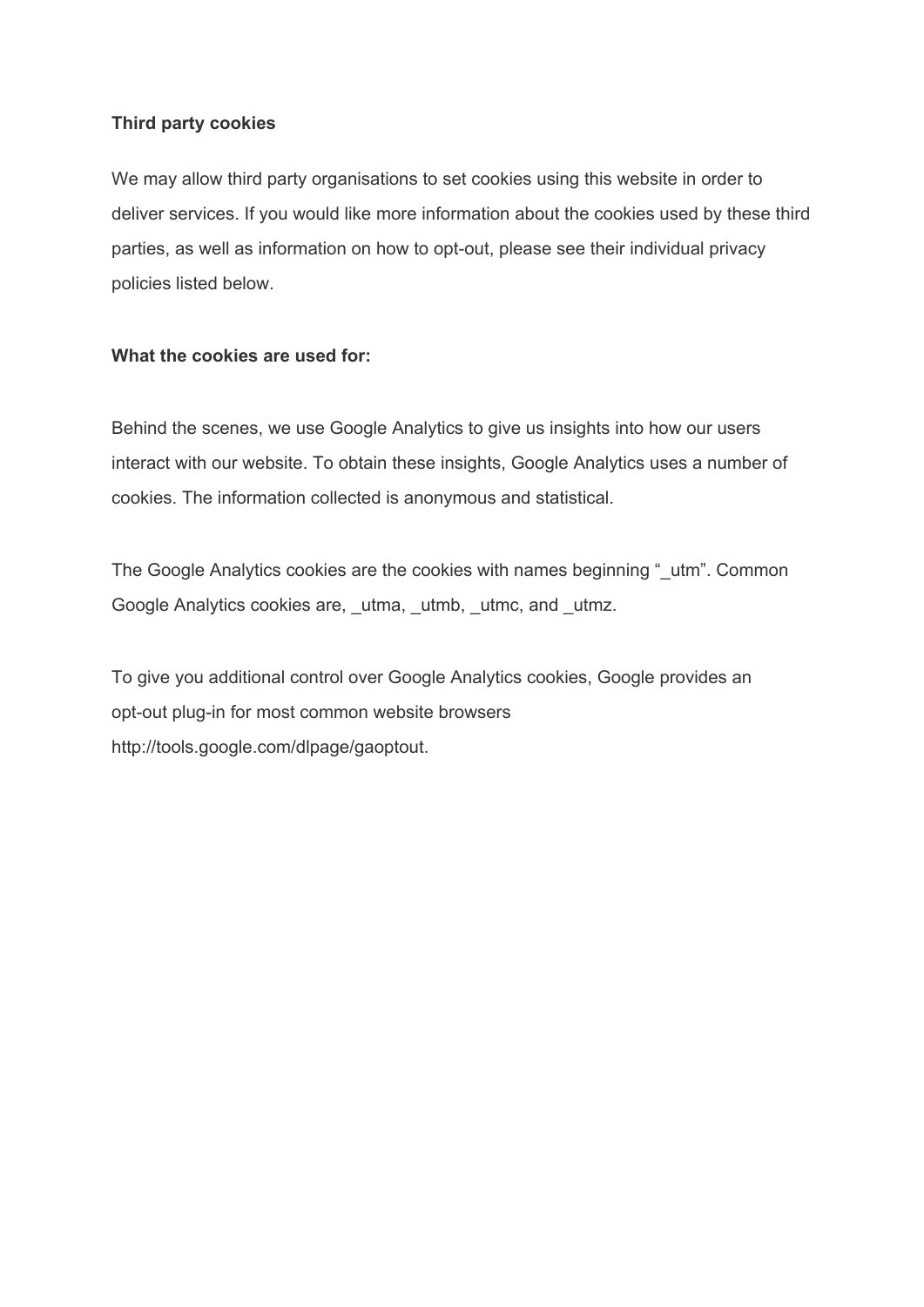**Third party cookies**

We may allow third party organisations to set cookies using this website in order to deliver services. If you would like more information about the cookies used by these third parties, as well as information on how to opt-out, please see their individual privacy policies listed below.

**What the cookies are used for:**

Behind the scenes, we use Google Analytics to give us insights into how our users interact with our website. To obtain these insights, Google Analytics uses a number of cookies. The information collected is anonymous and statistical.

The Google Analytics cookies are the cookies with names beginning "_utm". Common Google Analytics cookies are, _utma, _utmb, _utmc, and _utmz.

To give you additional control over Google Analytics cookies, Google provides an opt-out plug-in for most common website browsers http://tools.google.com/dlpage/gaoptout.